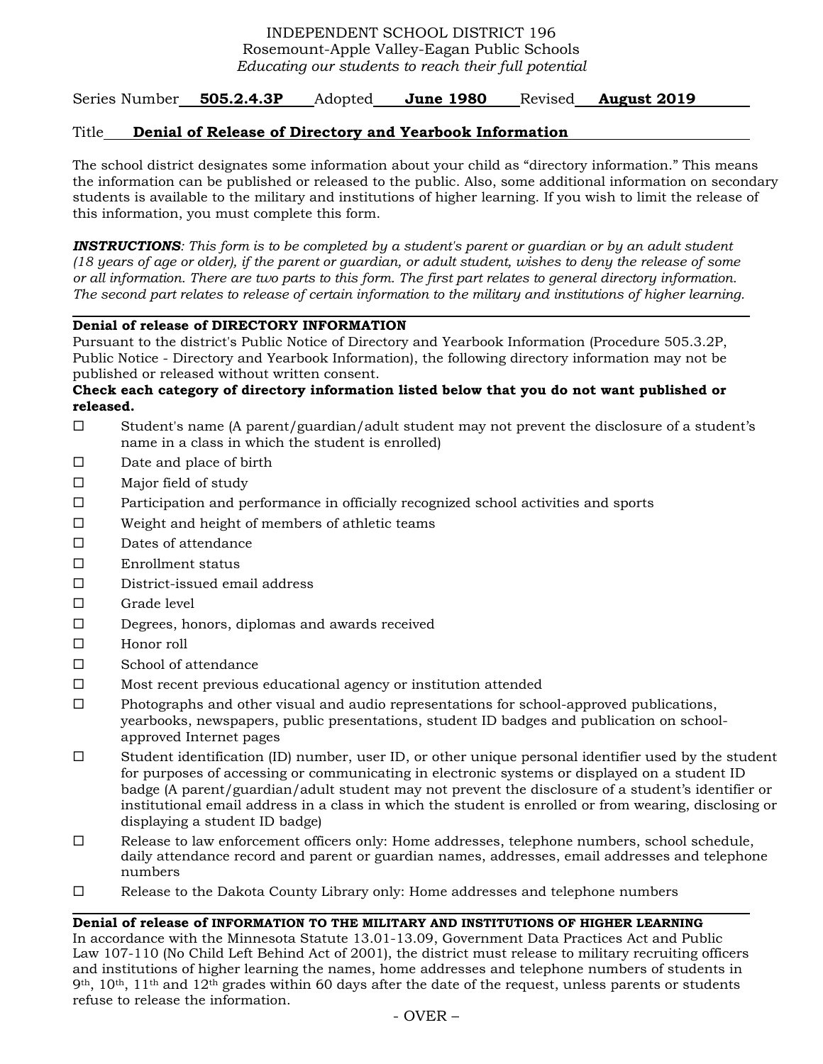INDEPENDENT SCHOOL DISTRICT 196
Rosemount-Apple Valley-Eagan Public Schools
*Educating our students to reach their full potential*

Series Number **505.2.4.3P** Adopted **June 1980** Revised **August 2019**

Title **Denial of Release of Directory and Yearbook Information**

The school district designates some information about your child as "directory information." This means the information can be published or released to the public. Also, some additional information on secondary students is available to the military and institutions of higher learning. If you wish to limit the release of this information, you must complete this form.

***INSTRUCTIONS**: This form is to be completed by a student's parent or guardian or by an adult student (18 years of age or older), if the parent or guardian, or adult student, wishes to deny the release of some or all information. There are two parts to this form. The first part relates to general directory information. The second part relates to release of certain information to the military and institutions of higher learning.*

---

**Denial of release of DIRECTORY INFORMATION**

Pursuant to the district's Public Notice of Directory and Yearbook Information (Procedure 505.3.2P, Public Notice - Directory and Yearbook Information), the following directory information may not be published or released without written consent.

**Check each category of directory information listed below that you do not want published or released.**

- ☐ Student's name (A parent/guardian/adult student may not prevent the disclosure of a student's name in a class in which the student is enrolled)
- ☐ Date and place of birth
- ☐ Major field of study
- ☐ Participation and performance in officially recognized school activities and sports
- ☐ Weight and height of members of athletic teams
- ☐ Dates of attendance
- ☐ Enrollment status
- ☐ District-issued email address
- ☐ Grade level
- ☐ Degrees, honors, diplomas and awards received
- ☐ Honor roll
- ☐ School of attendance
- ☐ Most recent previous educational agency or institution attended
- ☐ Photographs and other visual and audio representations for school-approved publications, yearbooks, newspapers, public presentations, student ID badges and publication on school-approved Internet pages
- ☐ Student identification (ID) number, user ID, or other unique personal identifier used by the student for purposes of accessing or communicating in electronic systems or displayed on a student ID badge (A parent/guardian/adult student may not prevent the disclosure of a student's identifier or institutional email address in a class in which the student is enrolled or from wearing, disclosing or displaying a student ID badge)
- ☐ Release to law enforcement officers only: Home addresses, telephone numbers, school schedule, daily attendance record and parent or guardian names, addresses, email addresses and telephone numbers
- ☐ Release to the Dakota County Library only: Home addresses and telephone numbers

---

**Denial of release of INFORMATION TO THE MILITARY AND INSTITUTIONS OF HIGHER LEARNING**

In accordance with the Minnesota Statute 13.01-13.09, Government Data Practices Act and Public Law 107-110 (No Child Left Behind Act of 2001), the district must release to military recruiting officers and institutions of higher learning the names, home addresses and telephone numbers of students in 9th, 10th, 11th and 12th grades within 60 days after the date of the request, unless parents or students refuse to release the information.

- OVER –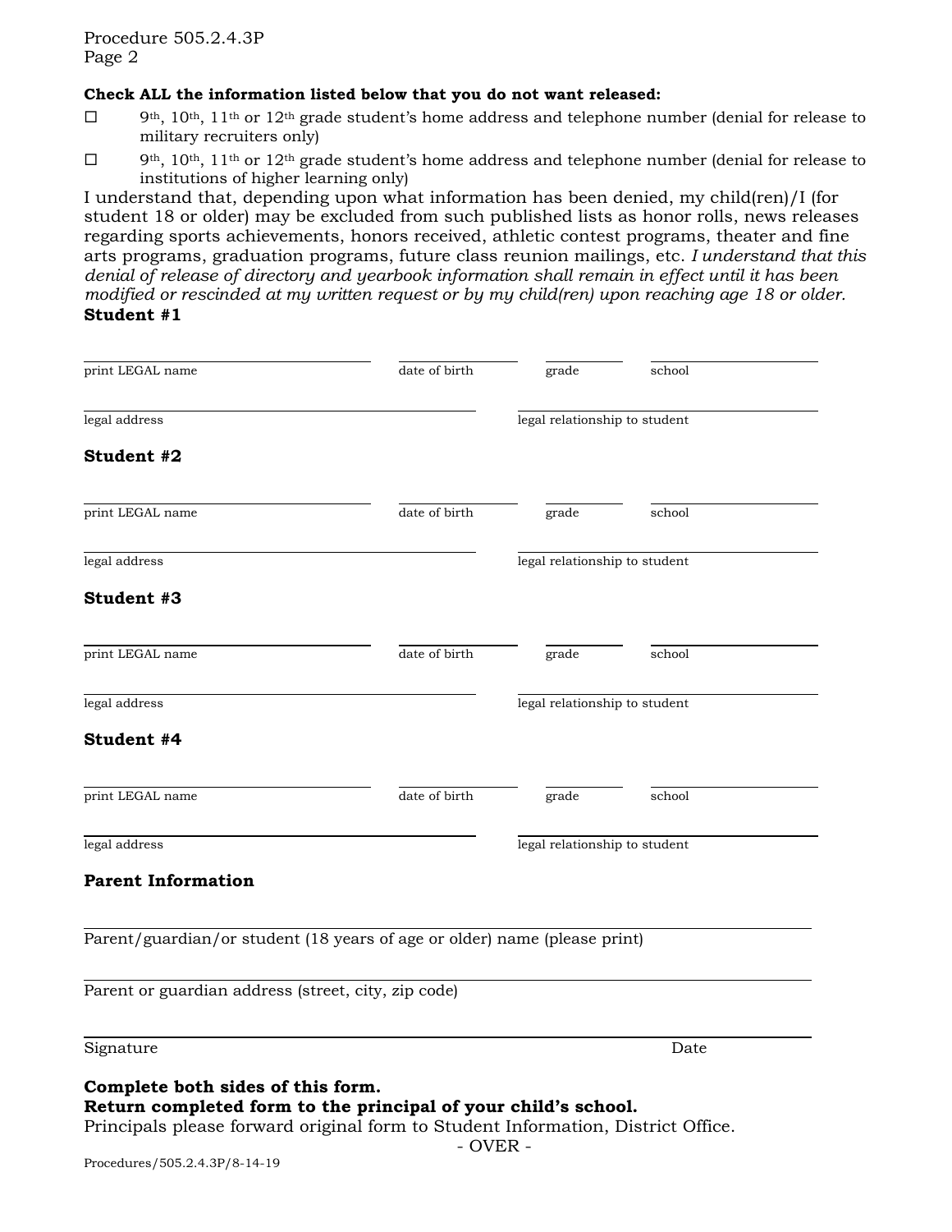**Check ALL the information listed below that you do not want released:**

☐ 9th, 10th, 11th or 12th grade student's home address and telephone number (denial for release to military recruiters only)

☐ 9th, 10th, 11th or 12th grade student's home address and telephone number (denial for release to institutions of higher learning only)

I understand that, depending upon what information has been denied, my child(ren)/I (for student 18 or older) may be excluded from such published lists as honor rolls, news releases regarding sports achievements, honors received, athletic contest programs, theater and fine arts programs, graduation programs, future class reunion mailings, etc. *I understand that this denial of release of directory and yearbook information shall remain in effect until it has been modified or rescinded at my written request or by my child(ren) upon reaching age 18 or older.*

**Student #1**

\_\_\_\_\_\_\_\_\_\_\_\_\_\_\_\_\_\_\_\_ \_\_\_\_\_\_\_\_\_\_ \_\_\_\_\_\_ \_\_\_\_\_\_\_\_\_\_
print LEGAL name | date of birth | grade | school

\_\_\_\_\_\_\_\_\_\_\_\_\_\_\_\_\_\_\_\_ \_\_\_\_\_\_\_\_\_\_\_\_\_\_\_\_\_\_\_\_
legal address | legal relationship to student

**Student #2**

\_\_\_\_\_\_\_\_\_\_\_\_\_\_\_\_\_\_\_\_ \_\_\_\_\_\_\_\_\_\_ \_\_\_\_\_\_ \_\_\_\_\_\_\_\_\_\_
print LEGAL name | date of birth | grade | school

\_\_\_\_\_\_\_\_\_\_\_\_\_\_\_\_\_\_\_\_ \_\_\_\_\_\_\_\_\_\_\_\_\_\_\_\_\_\_\_\_
legal address | legal relationship to student

**Student #3**

\_\_\_\_\_\_\_\_\_\_\_\_\_\_\_\_\_\_\_\_ \_\_\_\_\_\_\_\_\_\_ \_\_\_\_\_\_ \_\_\_\_\_\_\_\_\_\_
print LEGAL name | date of birth | grade | school

\_\_\_\_\_\_\_\_\_\_\_\_\_\_\_\_\_\_\_\_ \_\_\_\_\_\_\_\_\_\_\_\_\_\_\_\_\_\_\_\_
legal address | legal relationship to student

**Student #4**

\_\_\_\_\_\_\_\_\_\_\_\_\_\_\_\_\_\_\_\_ \_\_\_\_\_\_\_\_\_\_ \_\_\_\_\_\_ \_\_\_\_\_\_\_\_\_\_
print LEGAL name | date of birth | grade | school

\_\_\_\_\_\_\_\_\_\_\_\_\_\_\_\_\_\_\_\_ \_\_\_\_\_\_\_\_\_\_\_\_\_\_\_\_\_\_\_\_
legal address | legal relationship to student

**Parent Information**

\_\_\_\_\_\_\_\_\_\_\_\_\_\_\_\_\_\_\_\_\_\_\_\_\_\_\_\_\_\_\_\_\_\_\_\_\_\_\_\_
Parent/guardian/or student (18 years of age or older) name (please print)

\_\_\_\_\_\_\_\_\_\_\_\_\_\_\_\_\_\_\_\_\_\_\_\_\_\_\_\_\_\_\_\_\_\_\_\_\_\_\_\_
Parent or guardian address (street, city, zip code)

\_\_\_\_\_\_\_\_\_\_\_\_\_\_\_\_\_\_\_\_\_\_\_\_\_\_\_\_\_\_\_\_\_\_\_\_\_\_\_\_
Signature | Date

**Complete both sides of this form.**
**Return completed form to the principal of your child's school.**
Principals please forward original form to Student Information, District Office.

- OVER -

Procedures/505.2.4.3P/8-14-19